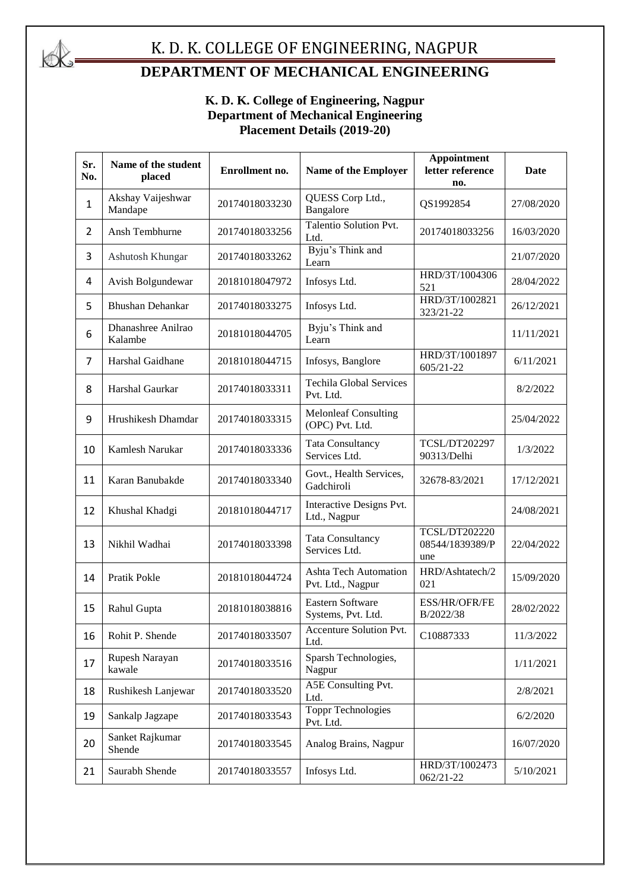# K. D. K. COLLEGE OF ENGINEERING, NAGPUR

## DEPARTMENT OF MECHANICAL ENGINEERING

**K. D. K. College of Engineering, Nagpur**
**Department of Mechanical Engineering**
**Placement Details (2019-20)**

| Sr. No. | Name of the student placed | Enrollment no. | Name of the Employer | Appointment letter reference no. | Date |
|---|---|---|---|---|---|
| 1 | Akshay Vaijeshwar Mandape | 20174018033230 | QUESS Corp Ltd., Bangalore | QS1992854 | 27/08/2020 |
| 2 | Ansh Tembhurne | 20174018033256 | Talentio Solution Pvt. Ltd. | 20174018033256 | 16/03/2020 |
| 3 | Ashutosh Khungar | 20174018033262 | Byju's Think and Learn | | 21/07/2020 |
| 4 | Avish Bolgundewar | 20181018047972 | Infosys Ltd. | HRD/3T/1004306521 | 28/04/2022 |
| 5 | Bhushan Dehankar | 20174018033275 | Infosys Ltd. | HRD/3T/1002821323/21-22 | 26/12/2021 |
| 6 | Dhanashree Anilrao Kalambe | 20181018044705 | Byju's Think and Learn | | 11/11/2021 |
| 7 | Harshal Gaidhane | 20181018044715 | Infosys, Banglore | HRD/3T/1001897605/21-22 | 6/11/2021 |
| 8 | Harshal Gaurkar | 20174018033311 | Techila Global Services Pvt. Ltd. | | 8/2/2022 |
| 9 | Hrushikesh Dhamdar | 20174018033315 | Melonleaf Consulting (OPC) Pvt. Ltd. | | 25/04/2022 |
| 10 | Kamlesh Narukar | 20174018033336 | Tata Consultancy Services Ltd. | TCSL/DT20229790313/Delhi | 1/3/2022 |
| 11 | Karan Banubakde | 20174018033340 | Govt., Health Services, Gadchiroli | 32678-83/2021 | 17/12/2021 |
| 12 | Khushal Khadgi | 20181018044717 | Interactive Designs Pvt. Ltd., Nagpur | | 24/08/2021 |
| 13 | Nikhil Wadhai | 20174018033398 | Tata Consultancy Services Ltd. | TCSL/DT20222008544/1839389/Pune | 22/04/2022 |
| 14 | Pratik Pokle | 20181018044724 | Ashta Tech Automation Pvt. Ltd., Nagpur | HRD/Ashtatech/2021 | 15/09/2020 |
| 15 | Rahul Gupta | 20181018038816 | Eastern Software Systems, Pvt. Ltd. | ESS/HR/OFR/FEB/2022/38 | 28/02/2022 |
| 16 | Rohit P. Shende | 20174018033507 | Accenture Solution Pvt. Ltd. | C10887333 | 11/3/2022 |
| 17 | Rupesh Narayan kawale | 20174018033516 | Sparsh Technologies, Nagpur | | 1/11/2021 |
| 18 | Rushikesh Lanjewar | 20174018033520 | A5E Consulting Pvt. Ltd. | | 2/8/2021 |
| 19 | Sankalp Jagzape | 20174018033543 | Toppr Technologies Pvt. Ltd. | | 6/2/2020 |
| 20 | Sanket Rajkumar Shende | 20174018033545 | Analog Brains, Nagpur | | 16/07/2020 |
| 21 | Saurabh Shende | 20174018033557 | Infosys Ltd. | HRD/3T/1002473062/21-22 | 5/10/2021 |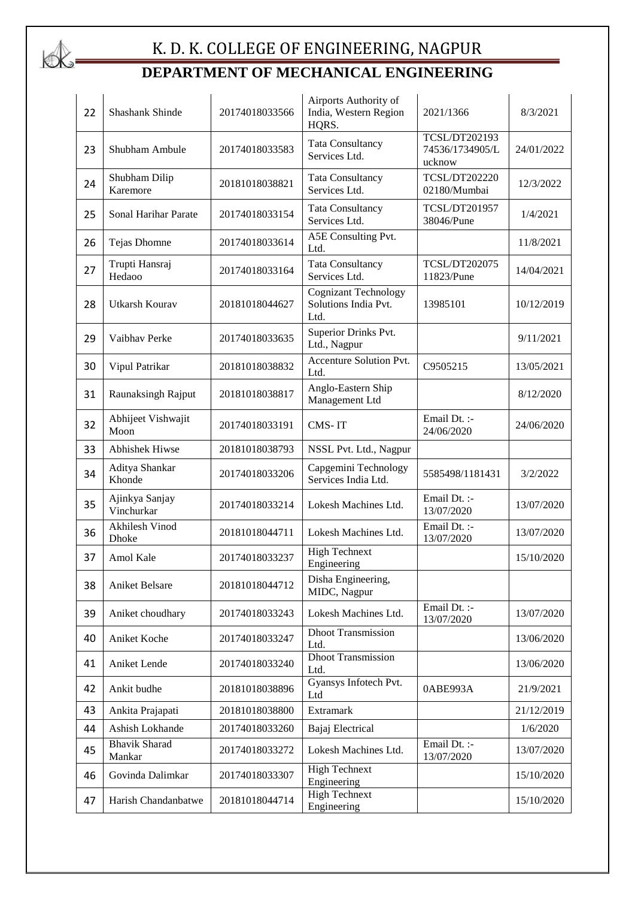# K. D. K. COLLEGE OF ENGINEERING, NAGPUR

## DEPARTMENT OF MECHANICAL ENGINEERING

| | | | | | |
|---|---|---|---|---|---|
| 22 | Shashank Shinde | 20174018033566 | Airports Authority of India, Western Region HQRS. | 2021/1366 | 8/3/2021 |
| 23 | Shubham Ambule | 20174018033583 | Tata Consultancy Services Ltd. | TCSL/DT202193 74536/1734905/Lucknow | 24/01/2022 |
| 24 | Shubham Dilip Karemore | 20181018038821 | Tata Consultancy Services Ltd. | TCSL/DT202220 02180/Mumbai | 12/3/2022 |
| 25 | Sonal Harihar Parate | 20174018033154 | Tata Consultancy Services Ltd. | TCSL/DT201957 38046/Pune | 1/4/2021 |
| 26 | Tejas Dhomne | 20174018033614 | A5E Consulting Pvt. Ltd. | | 11/8/2021 |
| 27 | Trupti Hansraj Hedaoo | 20174018033164 | Tata Consultancy Services Ltd. | TCSL/DT202075 11823/Pune | 14/04/2021 |
| 28 | Utkarsh Kourav | 20181018044627 | Cognizant Technology Solutions India Pvt. Ltd. | 13985101 | 10/12/2019 |
| 29 | Vaibhav Perke | 20174018033635 | Superior Drinks Pvt. Ltd., Nagpur | | 9/11/2021 |
| 30 | Vipul Patrikar | 20181018038832 | Accenture Solution Pvt. Ltd. | C9505215 | 13/05/2021 |
| 31 | Raunaksingh Rajput | 20181018038817 | Anglo-Eastern Ship Management Ltd | | 8/12/2020 |
| 32 | Abhijeet Vishwajit Moon | 20174018033191 | CMS- IT | Email Dt. :- 24/06/2020 | 24/06/2020 |
| 33 | Abhishek Hiwse | 20181018038793 | NSSL Pvt. Ltd., Nagpur | | |
| 34 | Aditya Shankar Khonde | 20174018033206 | Capgemini Technology Services India Ltd. | 5585498/1181431 | 3/2/2022 |
| 35 | Ajinkya Sanjay Vinchurkar | 20174018033214 | Lokesh Machines Ltd. | Email Dt. :- 13/07/2020 | 13/07/2020 |
| 36 | Akhilesh Vinod Dhoke | 20181018044711 | Lokesh Machines Ltd. | Email Dt. :- 13/07/2020 | 13/07/2020 |
| 37 | Amol Kale | 20174018033237 | High Technext Engineering | | 15/10/2020 |
| 38 | Aniket Belsare | 20181018044712 | Disha Engineering, MIDC, Nagpur | | |
| 39 | Aniket choudhary | 20174018033243 | Lokesh Machines Ltd. | Email Dt. :- 13/07/2020 | 13/07/2020 |
| 40 | Aniket Koche | 20174018033247 | Dhoot Transmission Ltd. | | 13/06/2020 |
| 41 | Aniket Lende | 20174018033240 | Dhoot Transmission Ltd. | | 13/06/2020 |
| 42 | Ankit budhe | 20181018038896 | Gyansys Infotech Pvt. Ltd | 0ABE993A | 21/9/2021 |
| 43 | Ankita Prajapati | 20181018038800 | Extramark | | 21/12/2019 |
| 44 | Ashish Lokhande | 20174018033260 | Bajaj Electrical | | 1/6/2020 |
| 45 | Bhavik Sharad Mankar | 20174018033272 | Lokesh Machines Ltd. | Email Dt. :- 13/07/2020 | 13/07/2020 |
| 46 | Govinda Dalimkar | 20174018033307 | High Technext Engineering | | 15/10/2020 |
| 47 | Harish Chandanbatwe | 20181018044714 | High Technext Engineering | | 15/10/2020 |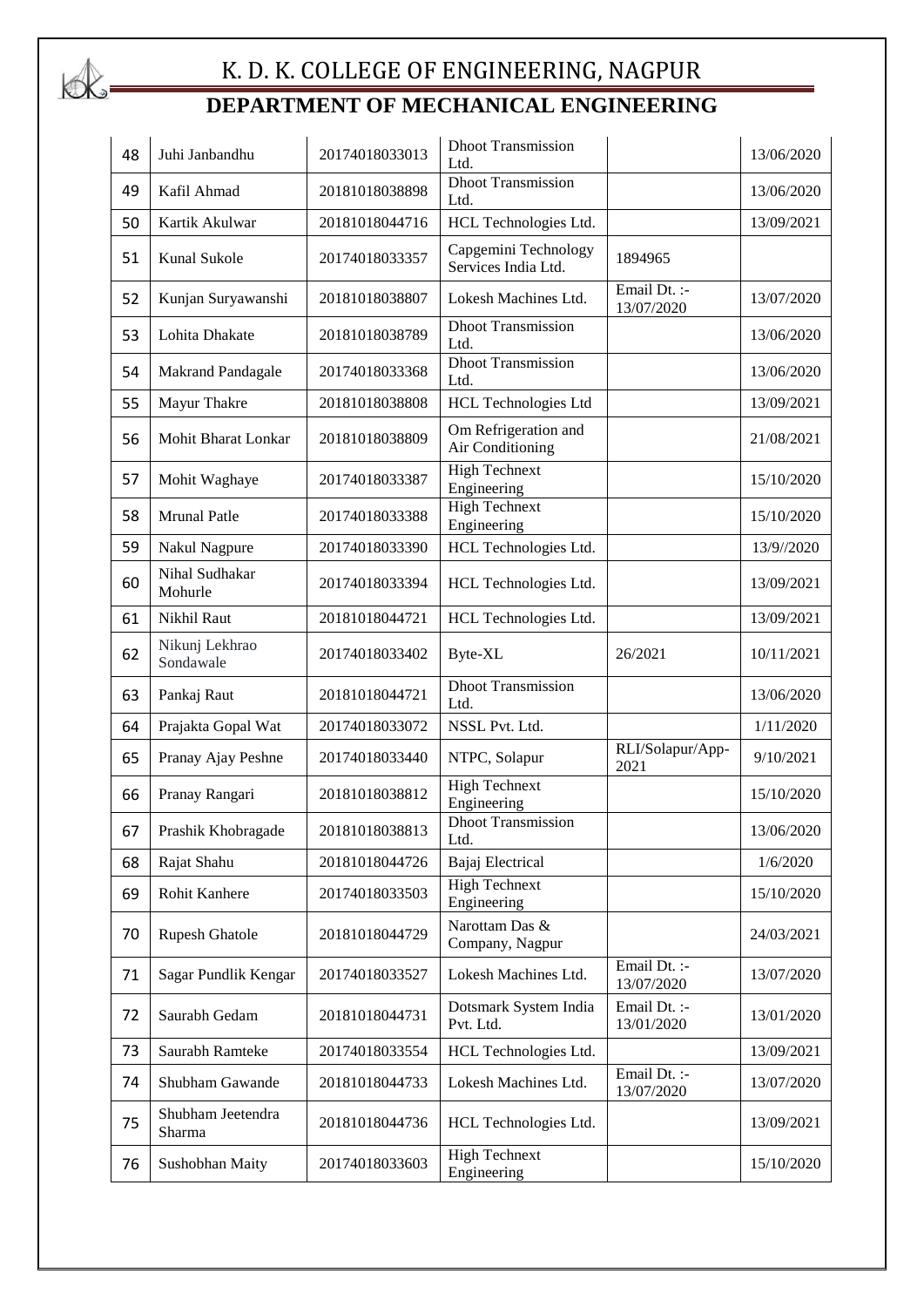# K. D. K. COLLEGE OF ENGINEERING, NAGPUR

## DEPARTMENT OF MECHANICAL ENGINEERING

| | | | | | |
|---|---|---|---|---|---|
| 48 | Juhi Janbandhu | 20174018033013 | Dhoot Transmission Ltd. | | 13/06/2020 |
| 49 | Kafil Ahmad | 20181018038898 | Dhoot Transmission Ltd. | | 13/06/2020 |
| 50 | Kartik Akulwar | 20181018044716 | HCL Technologies Ltd. | | 13/09/2021 |
| 51 | Kunal Sukole | 20174018033357 | Capgemini Technology Services India Ltd. | 1894965 | |
| 52 | Kunjan Suryawanshi | 20181018038807 | Lokesh Machines Ltd. | Email Dt. :- 13/07/2020 | 13/07/2020 |
| 53 | Lohita Dhakate | 20181018038789 | Dhoot Transmission Ltd. | | 13/06/2020 |
| 54 | Makrand Pandagale | 20174018033368 | Dhoot Transmission Ltd. | | 13/06/2020 |
| 55 | Mayur Thakre | 20181018038808 | HCL Technologies Ltd | | 13/09/2021 |
| 56 | Mohit Bharat Lonkar | 20181018038809 | Om Refrigeration and Air Conditioning | | 21/08/2021 |
| 57 | Mohit Waghaye | 20174018033387 | High Technext Engineering | | 15/10/2020 |
| 58 | Mrunal Patle | 20174018033388 | High Technext Engineering | | 15/10/2020 |
| 59 | Nakul Nagpure | 20174018033390 | HCL Technologies Ltd. | | 13/9//2020 |
| 60 | Nihal Sudhakar Mohurle | 20174018033394 | HCL Technologies Ltd. | | 13/09/2021 |
| 61 | Nikhil Raut | 20181018044721 | HCL Technologies Ltd. | | 13/09/2021 |
| 62 | Nikunj Lekhrao Sondawale | 20174018033402 | Byte-XL | 26/2021 | 10/11/2021 |
| 63 | Pankaj Raut | 20181018044721 | Dhoot Transmission Ltd. | | 13/06/2020 |
| 64 | Prajakta Gopal Wat | 20174018033072 | NSSL Pvt. Ltd. | | 1/11/2020 |
| 65 | Pranay Ajay Peshne | 20174018033440 | NTPC, Solapur | RLI/Solapur/App-2021 | 9/10/2021 |
| 66 | Pranay Rangari | 20181018038812 | High Technext Engineering | | 15/10/2020 |
| 67 | Prashik Khobragade | 20181018038813 | Dhoot Transmission Ltd. | | 13/06/2020 |
| 68 | Rajat Shahu | 20181018044726 | Bajaj Electrical | | 1/6/2020 |
| 69 | Rohit Kanhere | 20174018033503 | High Technext Engineering | | 15/10/2020 |
| 70 | Rupesh Ghatole | 20181018044729 | Narottam Das & Company, Nagpur | | 24/03/2021 |
| 71 | Sagar Pundlik Kengar | 20174018033527 | Lokesh Machines Ltd. | Email Dt. :- 13/07/2020 | 13/07/2020 |
| 72 | Saurabh Gedam | 20181018044731 | Dotsmark System India Pvt. Ltd. | Email Dt. :- 13/01/2020 | 13/01/2020 |
| 73 | Saurabh Ramteke | 20174018033554 | HCL Technologies Ltd. | | 13/09/2021 |
| 74 | Shubham Gawande | 20181018044733 | Lokesh Machines Ltd. | Email Dt. :- 13/07/2020 | 13/07/2020 |
| 75 | Shubham Jeetendra Sharma | 20181018044736 | HCL Technologies Ltd. | | 13/09/2021 |
| 76 | Sushobhan Maity | 20174018033603 | High Technext Engineering | | 15/10/2020 |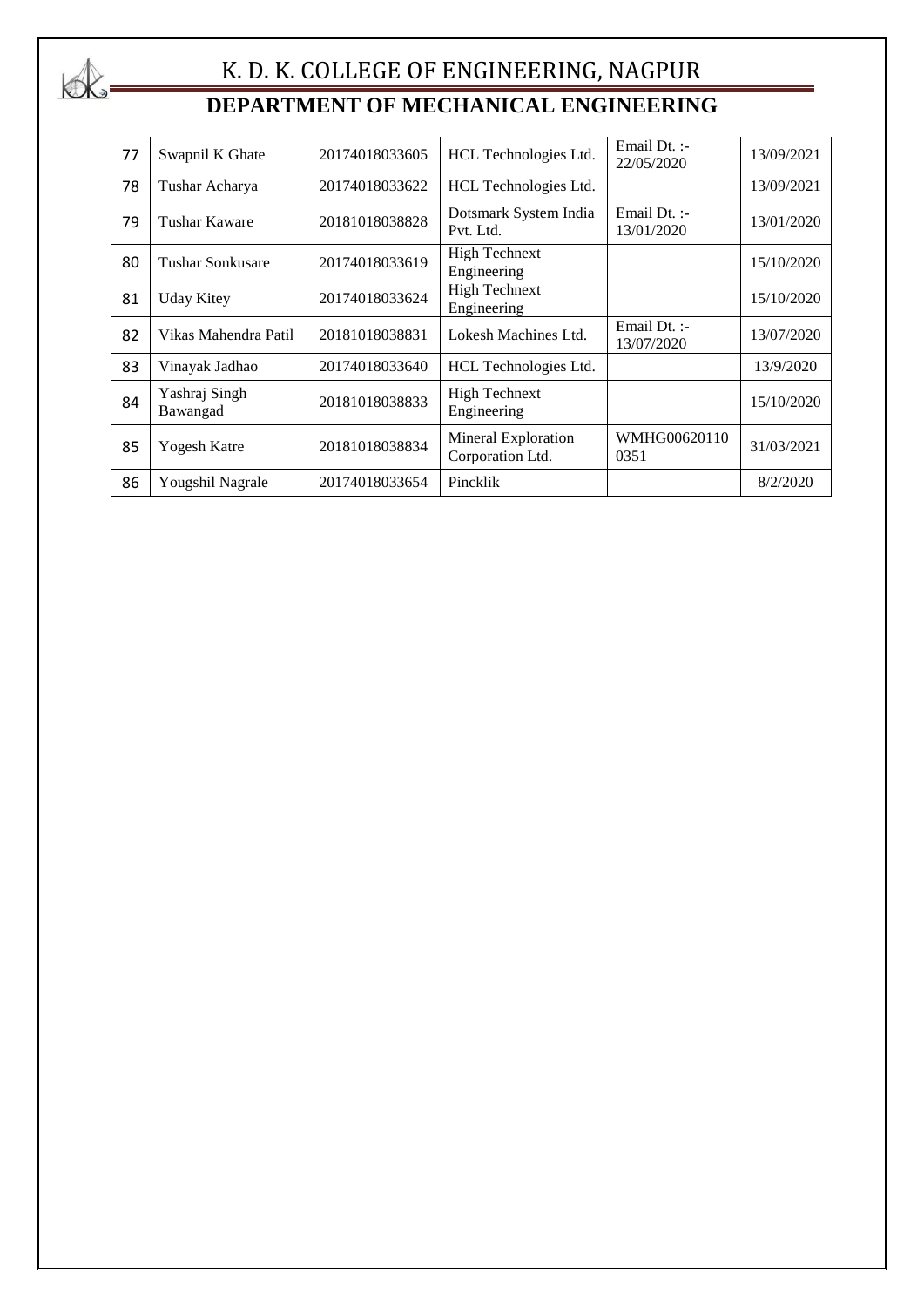# K. D. K. COLLEGE OF ENGINEERING, NAGPUR

## DEPARTMENT OF MECHANICAL ENGINEERING

| | | | | | |
|---|---|---|---|---|---|
| 77 | Swapnil K Ghate | 20174018033605 | HCL Technologies Ltd. | Email Dt. :- 22/05/2020 | 13/09/2021 |
| 78 | Tushar Acharya | 20174018033622 | HCL Technologies Ltd. | | 13/09/2021 |
| 79 | Tushar Kaware | 20181018038828 | Dotsmark System India Pvt. Ltd. | Email Dt. :- 13/01/2020 | 13/01/2020 |
| 80 | Tushar Sonkusare | 20174018033619 | High Technext Engineering | | 15/10/2020 |
| 81 | Uday Kitey | 20174018033624 | High Technext Engineering | | 15/10/2020 |
| 82 | Vikas Mahendra Patil | 20181018038831 | Lokesh Machines Ltd. | Email Dt. :- 13/07/2020 | 13/07/2020 |
| 83 | Vinayak Jadhao | 20174018033640 | HCL Technologies Ltd. | | 13/9/2020 |
| 84 | Yashraj Singh Bawangad | 20181018038833 | High Technext Engineering | | 15/10/2020 |
| 85 | Yogesh Katre | 20181018038834 | Mineral Exploration Corporation Ltd. | WMHG00620110 0351 | 31/03/2021 |
| 86 | Yougshil Nagrale | 20174018033654 | Pincklik | | 8/2/2020 |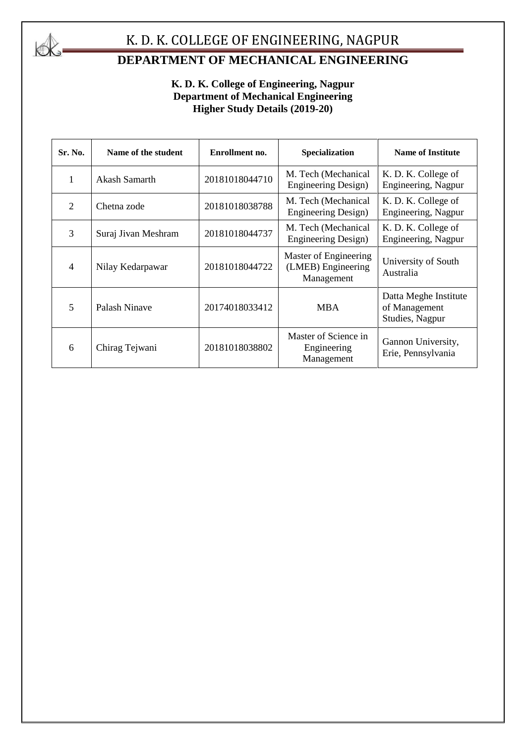# K. D. K. COLLEGE OF ENGINEERING, NAGPUR

## DEPARTMENT OF MECHANICAL ENGINEERING

**K. D. K. College of Engineering, Nagpur**
**Department of Mechanical Engineering**
**Higher Study Details (2019-20)**

| Sr. No. | Name of the student | Enrollment no. | Specialization | Name of Institute |
|---|---|---|---|---|
| 1 | Akash Samarth | 20181018044710 | M. Tech (Mechanical Engineering Design) | K. D. K. College of Engineering, Nagpur |
| 2 | Chetna zode | 20181018038788 | M. Tech (Mechanical Engineering Design) | K. D. K. College of Engineering, Nagpur |
| 3 | Suraj Jivan Meshram | 20181018044737 | M. Tech (Mechanical Engineering Design) | K. D. K. College of Engineering, Nagpur |
| 4 | Nilay Kedarpawar | 20181018044722 | Master of Engineering (LMEB) Engineering Management | University of South Australia |
| 5 | Palash Ninave | 20174018033412 | MBA | Datta Meghe Institute of Management Studies, Nagpur |
| 6 | Chirag Tejwani | 20181018038802 | Master of Science in Engineering Management | Gannon University, Erie, Pennsylvania |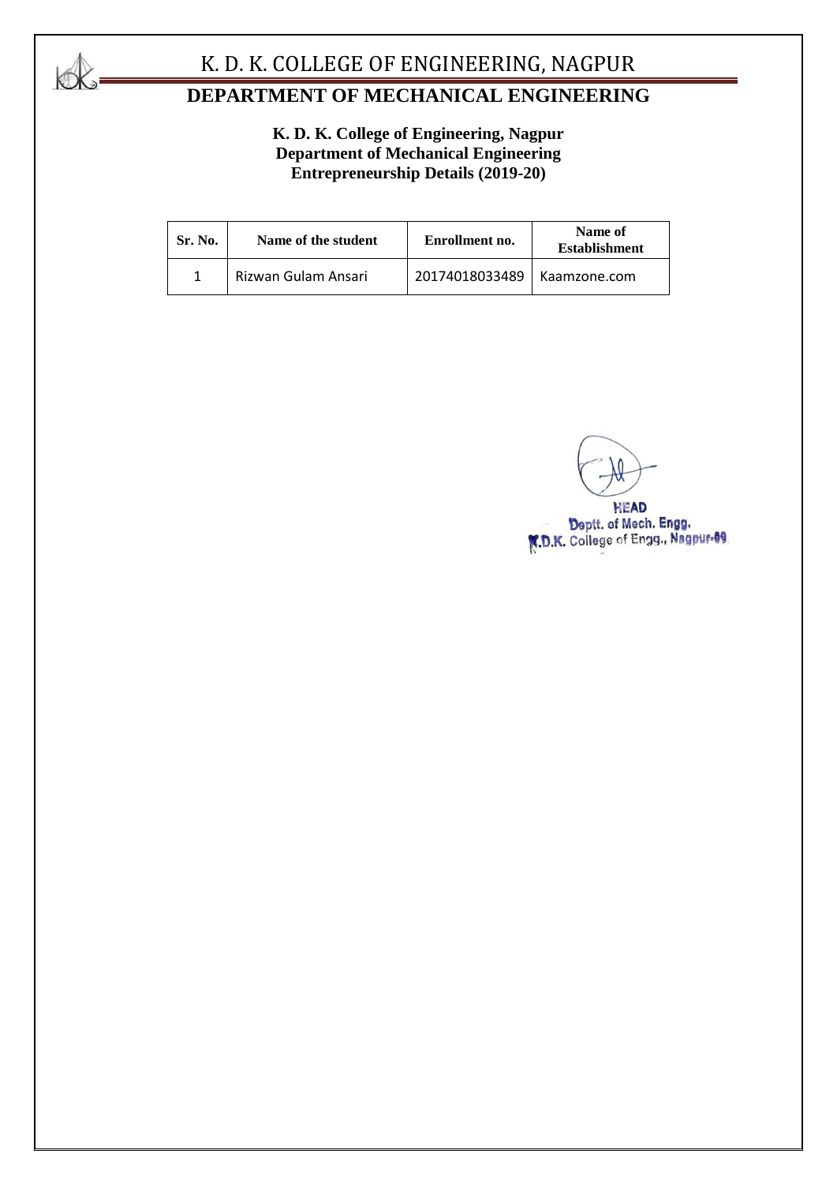# K. D. K. COLLEGE OF ENGINEERING, NAGPUR

## DEPARTMENT OF MECHANICAL ENGINEERING

**K. D. K. College of Engineering, Nagpur**
**Department of Mechanical Engineering**
**Entrepreneurship Details (2019-20)**

| Sr. No. | Name of the student | Enrollment no. | Name of Establishment |
| --- | --- | --- | --- |
| 1 | Rizwan Gulam Ansari | 20174018033489 | Kaamzone.com |

HEAD
Deptt. of Mech. Engg.
K.D.K. College of Engg., Nagpur-09